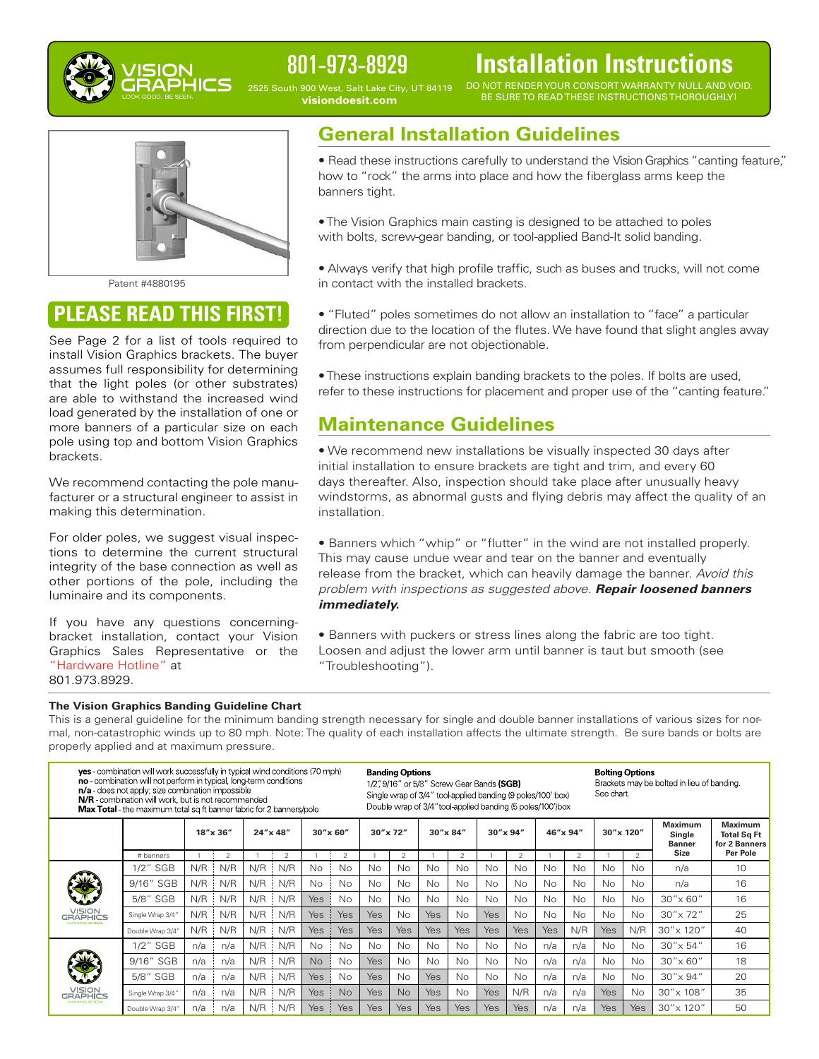# Installation Instructions

801-973-8929

2525 South 900 West, Salt Lake City, UT 84119
**visiondoesit.com**

DO NOT RENDER YOUR CONSORT WARRANTY NULL AND VOID. BE SURE TO READ THESE INSTRUCTIONS THOROUGHLY!

Patent #4880195

## PLEASE READ THIS FIRST!

See Page 2 for a list of tools required to install Vision Graphics brackets. The buyer assumes full responsibility for determining that the light poles (or other substrates) are able to withstand the increased wind load generated by the installation of one or more banners of a particular size on each pole using top and bottom Vision Graphics brackets.

We recommend contacting the pole manufacturer or a structural engineer to assist in making this determination.

For older poles, we suggest visual inspections to determine the current structural integrity of the base connection as well as other portions of the pole, including the luminaire and its components.

If you have any questions concerning bracket installation, contact your Vision Graphics Sales Representative or the "Hardware Hotline" at 801.973.8929.

## General Installation Guidelines

- Read these instructions carefully to understand the Vision Graphics "canting feature," how to "rock" the arms into place and how the fiberglass arms keep the banners tight.
- The Vision Graphics main casting is designed to be attached to poles with bolts, screw-gear banding, or tool-applied Band-It solid banding.
- Always verify that high profile traffic, such as buses and trucks, will not come in contact with the installed brackets.
- "Fluted" poles sometimes do not allow an installation to "face" a particular direction due to the location of the flutes. We have found that slight angles away from perpendicular are not objectionable.
- These instructions explain banding brackets to the poles. If bolts are used, refer to these instructions for placement and proper use of the "canting feature."

## Maintenance Guidelines

- We recommend new installations be visually inspected 30 days after initial installation to ensure brackets are tight and trim, and every 60 days thereafter. Also, inspection should take place after unusually heavy windstorms, as abnormal gusts and flying debris may affect the quality of an installation.
- Banners which "whip" or "flutter" in the wind are not installed properly. This may cause undue wear and tear on the banner and eventually release from the bracket, which can heavily damage the banner. *Avoid this problem with inspections as suggested above.* ***Repair loosened banners immediately.***
- Banners with puckers or stress lines along the fabric are too tight. Loosen and adjust the lower arm until banner is taut but smooth (see "Troubleshooting").

**The Vision Graphics Banding Guideline Chart**

This is a general guideline for the minimum banding strength necessary for single and double banner installations of various sizes for normal, non-catastrophic winds up to 80 mph. Note: The quality of each installation affects the ultimate strength. Be sure bands or bolts are properly applied and at maximum pressure.

**yes** - combination will work successfully in typical wind conditions (70 mph)
**no** - combination will not perform in typical, long-term conditions
**n/a** - does not apply; size combination impossible
**N/R** - combination will work, but is not recommended
**Max Total** - the maximum total sq ft banner fabric for 2 banners/pole

**Banding Options**
1/2", 9/16" or 5/8" Screw Gear Bands **(SGB)**
Single wrap of 3/4" tool-applied banding (9 poles/100' box)
Double wrap of 3/4" tool-applied banding (5 poles/100') box

**Bolting Options**
Brackets may be bolted in lieu of banding. See chart.

| | | 18"x 36" | | 24"x 48" | | 30"x 60" | | 30"x 72" | | 30"x 84" | | 30"x 94" | | 46"x 94" | | 30"x 120" | | Maximum Single Banner Size | Maximum Total Sq Ft for 2 Banners Per Pole |
|---|---|---|---|---|---|---|---|---|---|---|---|---|---|---|---|---|---|---|---|
| | # banners | 1 | 2 | 1 | 2 | 1 | 2 | 1 | 2 | 1 | 2 | 1 | 2 | 1 | 2 | 1 | 2 | | |
| VISION GRAPHICS | 1/2" SGB | N/R | N/R | N/R | N/R | No | No | No | No | No | No | No | No | No | No | No | No | n/a | 10 |
| | 9/16" SGB | N/R | N/R | N/R | N/R | No | No | No | No | No | No | No | No | No | No | No | No | n/a | 16 |
| | 5/8" SGB | N/R | N/R | N/R | N/R | Yes | No | No | No | No | No | No | No | No | No | No | No | 30"x 60" | 16 |
| | Single Wrap 3/4" | N/R | N/R | N/R | N/R | Yes | Yes | Yes | No | Yes | No | Yes | No | No | No | No | No | 30"x 72" | 25 |
| | Double Wrap 3/4" | N/R | N/R | N/R | N/R | Yes | Yes | Yes | Yes | Yes | Yes | Yes | Yes | Yes | N/R | Yes | N/R | 30"x 120" | 40 |
| VISION GRAPHICS | 1/2" SGB | n/a | n/a | N/R | N/R | No | No | No | No | No | No | No | No | n/a | n/a | No | No | 30"x 54" | 16 |
| | 9/16" SGB | n/a | n/a | N/R | N/R | No | No | Yes | No | No | No | No | No | n/a | n/a | No | No | 30"x 60" | 18 |
| | 5/8" SGB | n/a | n/a | N/R | N/R | Yes | No | Yes | No | Yes | No | No | No | n/a | n/a | No | No | 30"x 94" | 20 |
| | Single Wrap 3/4" | n/a | n/a | N/R | N/R | Yes | No | Yes | No | Yes | No | Yes | N/R | n/a | n/a | Yes | No | 30"x 108" | 35 |
| | Double Wrap 3/4" | n/a | n/a | N/R | N/R | Yes | Yes | Yes | Yes | Yes | Yes | Yes | Yes | n/a | n/a | Yes | Yes | 30"x 120" | 50 |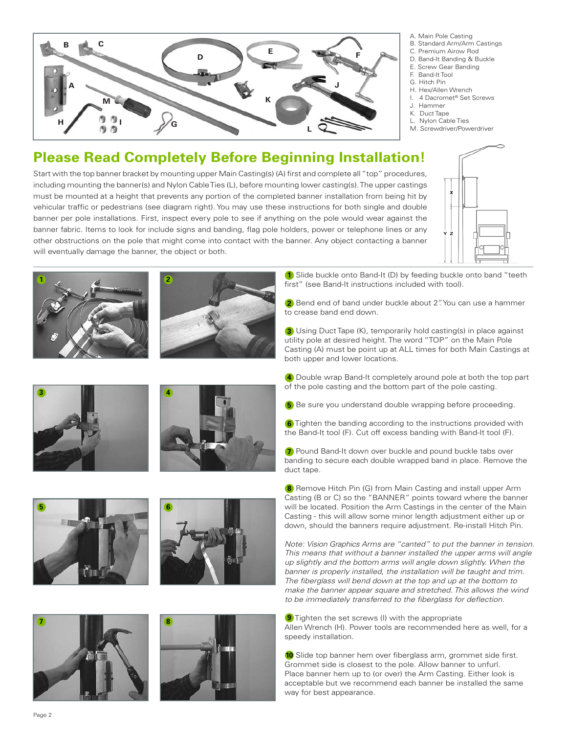A. Main Pole Casting
B. Standard Arm/Arm Castings
C. Premium Airow Rod
D. Band-It Banding & Buckle
E. Screw Gear Banding
F. Band-It Tool
G. Hitch Pin
H. Hex/Allen Wrench
I. 4 Dacromet® Set Screws
J. Hammer
K. Duct Tape
L. Nylon Cable Ties
M. Screwdriver/Powerdriver

# Please Read Completely Before Beginning Installation!

Start with the top banner bracket by mounting upper Main Casting(s) (A) first and complete all "top" procedures, including mounting the banner(s) and Nylon Cable Ties (L), before mounting lower casting(s). The upper castings must be mounted at a height that prevents any portion of the completed banner installation from being hit by vehicular traffic or pedestrians (see diagram right). You may use these instructions for both single and double banner per pole installations. First, inspect every pole to see if anything on the pole would wear against the banner fabric. Items to look for include signs and banding, flag pole holders, power or telephone lines or any other obstructions on the pole that might come into contact with the banner. Any object contacting a banner will eventually damage the banner, the object or both.

1. Slide buckle onto Band-It (D) by feeding buckle onto band "teeth first" (see Band-It instructions included with tool).

2. Bend end of band under buckle about 2". You can use a hammer to crease band end down.

3. Using Duct Tape (K), temporarily hold casting(s) in place against utility pole at desired height. The word "TOP" on the Main Pole Casting (A) must be point up at ALL times for both Main Castings at both upper and lower locations.

4. Double wrap Band-It completely around pole at both the top part of the pole casting and the bottom part of the pole casting.

5. Be sure you understand double wrapping before proceeding.

6. Tighten the banding according to the instructions provided with the Band-It tool (F). Cut off excess banding with Band-It tool (F).

7. Pound Band-It down over buckle and pound buckle tabs over banding to secure each double wrapped band in place. Remove the duct tape.

8. Remove Hitch Pin (G) from Main Casting and install upper Arm Casting (B or C) so the "BANNER" points toward where the banner will be located. Position the Arm Castings in the center of the Main Casting - this will allow some minor length adjustment either up or down, should the banners require adjustment. Re-install Hitch Pin.

*Note: Vision Graphics Arms are "canted" to put the banner in tension. This means that without a banner installed the upper arms will angle up slightly and the bottom arms will angle down slightly. When the banner is properly installed, the installation will be taught and trim. The fiberglass will bend down at the top and up at the bottom to make the banner appear square and stretched. This allows the wind to be immediately transferred to the fiberglass for deflection.*

9. Tighten the set screws (I) with the appropriate Allen Wrench (H). Power tools are recommended here as well, for a speedy installation.

10. Slide top banner hem over fiberglass arm, grommet side first. Grommet side is closest to the pole. Allow banner to unfurl. Place banner hem up to (or over) the Arm Casting. Either look is acceptable but we recommend each banner be installed the same way for best appearance.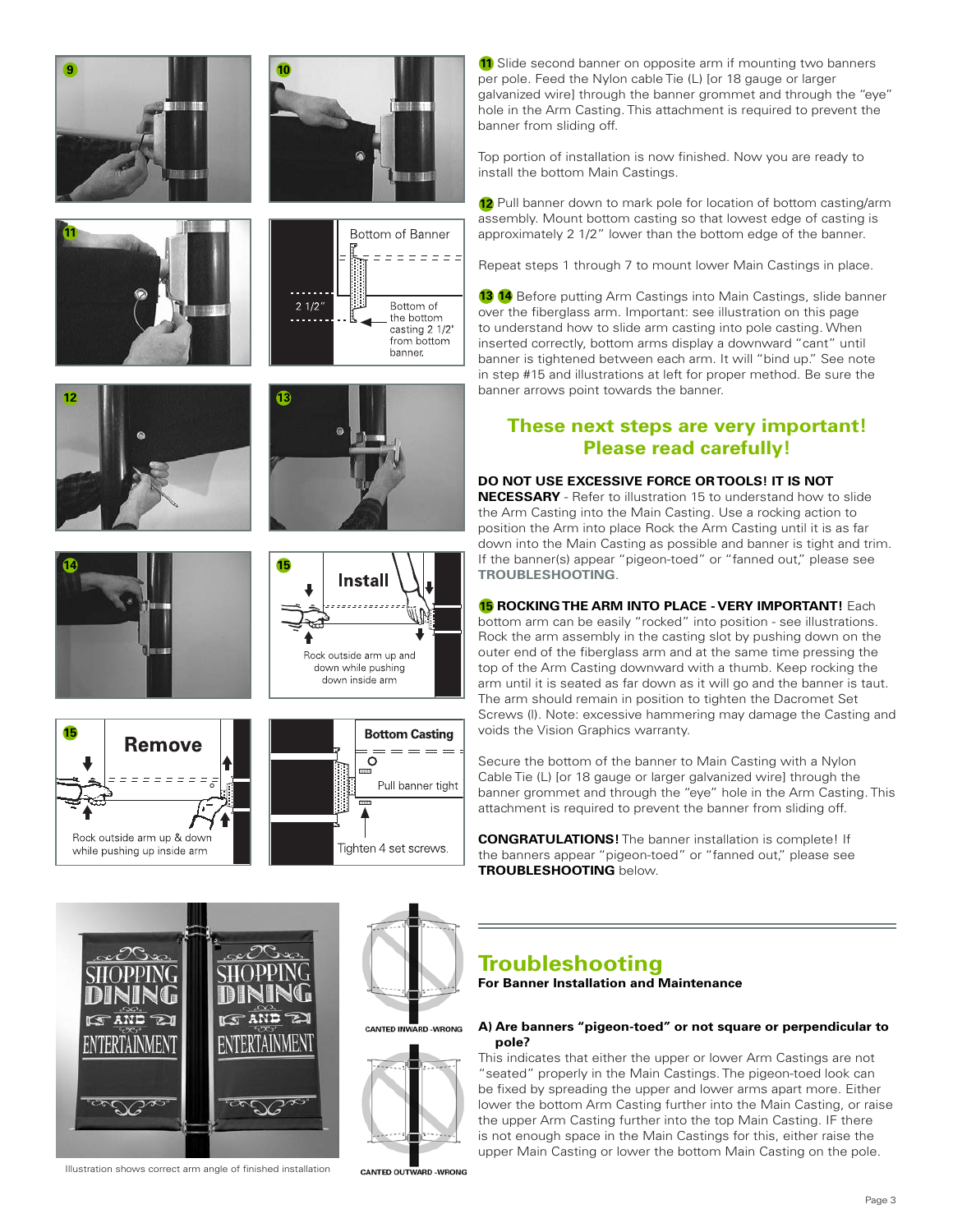**11** Slide second banner on opposite arm if mounting two banners per pole. Feed the Nylon cable Tie (L) [or 18 gauge or larger galvanized wire] through the banner grommet and through the "eye" hole in the Arm Casting. This attachment is required to prevent the banner from sliding off.

Top portion of installation is now finished. Now you are ready to install the bottom Main Castings.

**12** Pull banner down to mark pole for location of bottom casting/arm assembly. Mount bottom casting so that lowest edge of casting is approximately 2 1/2" lower than the bottom edge of the banner.

Repeat steps 1 through 7 to mount lower Main Castings in place.

**13** **14** Before putting Arm Castings into Main Castings, slide banner over the fiberglass arm. Important: see illustration on this page to understand how to slide arm casting into pole casting. When inserted correctly, bottom arms display a downward "cant" until banner is tightened between each arm. It will "bind up." See note in step #15 and illustrations at left for proper method. Be sure the banner arrows point towards the banner.

## These next steps are very important! Please read carefully!

**DO NOT USE EXCESSIVE FORCE OR TOOLS! IT IS NOT NECESSARY** - Refer to illustration 15 to understand how to slide the Arm Casting into the Main Casting. Use a rocking action to position the Arm into place Rock the Arm Casting until it is as far down into the Main Casting as possible and banner is tight and trim. If the banner(s) appear "pigeon-toed" or "fanned out," please see **TROUBLESHOOTING**.

**15** **ROCKING THE ARM INTO PLACE - VERY IMPORTANT!** Each bottom arm can be easily "rocked" into position - see illustrations. Rock the arm assembly in the casting slot by pushing down on the outer end of the fiberglass arm and at the same time pressing the top of the Arm Casting downward with a thumb. Keep rocking the arm until it is seated as far down as it will go and the banner is taut. The arm should remain in position to tighten the Dacromet Set Screws (I). Note: excessive hammering may damage the Casting and voids the Vision Graphics warranty.

Secure the bottom of the banner to Main Casting with a Nylon Cable Tie (L) [or 18 gauge or larger galvanized wire] through the banner grommet and through the "eye" hole in the Arm Casting. This attachment is required to prevent the banner from sliding off.

**CONGRATULATIONS!** The banner installation is complete! If the banners appear "pigeon-toed" or "fanned out," please see **TROUBLESHOOTING** below.

Illustration shows correct arm angle of finished installation

CANTED INWARD -WRONG

CANTED OUTWARD -WRONG

## Troubleshooting

**For Banner Installation and Maintenance**

**A) Are banners "pigeon-toed" or not square or perpendicular to pole?**

This indicates that either the upper or lower Arm Castings are not "seated" properly in the Main Castings. The pigeon-toed look can be fixed by spreading the upper and lower arms apart more. Either lower the bottom Arm Casting further into the Main Casting, or raise the upper Arm Casting further into the top Main Casting. IF there is not enough space in the Main Castings for this, either raise the upper Main Casting or lower the bottom Main Casting on the pole.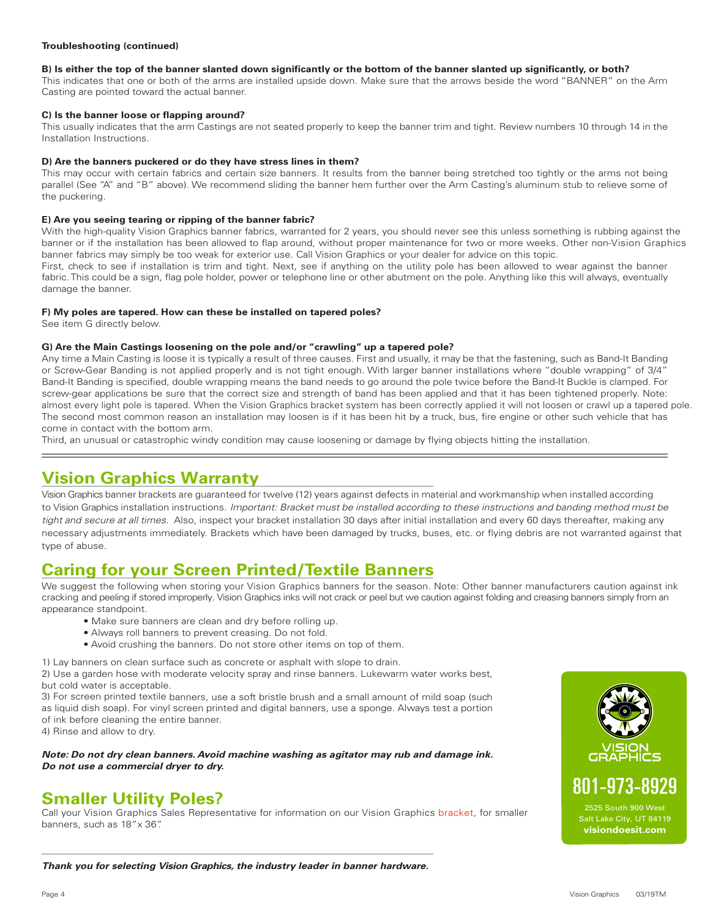**Troubleshooting (continued)**

**B) Is either the top of the banner slanted down significantly or the bottom of the banner slanted up significantly, or both?**
This indicates that one or both of the arms are installed upside down. Make sure that the arrows beside the word "BANNER" on the Arm Casting are pointed toward the actual banner.

**C) Is the banner loose or flapping around?**
This usually indicates that the arm Castings are not seated properly to keep the banner trim and tight. Review numbers 10 through 14 in the Installation Instructions.

**D) Are the banners puckered or do they have stress lines in them?**
This may occur with certain fabrics and certain size banners. It results from the banner being stretched too tightly or the arms not being parallel (See "A" and "B" above). We recommend sliding the banner hem further over the Arm Casting's aluminum stub to relieve some of the puckering.

**E) Are you seeing tearing or ripping of the banner fabric?**
With the high-quality Vision Graphics banner fabrics, warranted for 2 years, you should never see this unless something is rubbing against the banner or if the installation has been allowed to flap around, without proper maintenance for two or more weeks. Other non-Vision Graphics banner fabrics may simply be too weak for exterior use. Call Vision Graphics or your dealer for advice on this topic.
First, check to see if installation is trim and tight. Next, see if anything on the utility pole has been allowed to wear against the banner fabric. This could be a sign, flag pole holder, power or telephone line or other abutment on the pole. Anything like this will always, eventually damage the banner.

**F) My poles are tapered. How can these be installed on tapered poles?**
See item G directly below.

**G) Are the Main Castings loosening on the pole and/or "crawling" up a tapered pole?**
Any time a Main Casting is loose it is typically a result of three causes. First and usually, it may be that the fastening, such as Band-It Banding or Screw-Gear Banding is not applied properly and is not tight enough. With larger banner installations where "double wrapping" of 3/4" Band-It Banding is specified, double wrapping means the band needs to go around the pole twice before the Band-It Buckle is clamped. For screw-gear applications be sure that the correct size and strength of band has been applied and that it has been tightened properly. Note: almost every light pole is tapered. When the Vision Graphics bracket system has been correctly applied it will not loosen or crawl up a tapered pole. The second most common reason an installation may loosen is if it has been hit by a truck, bus, fire engine or other such vehicle that has come in contact with the bottom arm.
Third, an unusual or catastrophic windy condition may cause loosening or damage by flying objects hitting the installation.

## Vision Graphics Warranty

Vision Graphics banner brackets are guaranteed for twelve (12) years against defects in material and workmanship when installed according to Vision Graphics installation instructions. *Important: Bracket must be installed according to these instructions and banding method must be tight and secure at all times.* Also, inspect your bracket installation 30 days after initial installation and every 60 days thereafter, making any necessary adjustments immediately. Brackets which have been damaged by trucks, buses, etc. or flying debris are not warranted against that type of abuse.

## Caring for your Screen Printed/Textile Banners

We suggest the following when storing your Vision Graphics banners for the season. Note: Other banner manufacturers caution against ink cracking and peeling if stored improperly. Vision Graphics inks will not crack or peel but we caution against folding and creasing banners simply from an appearance standpoint.

- Make sure banners are clean and dry before rolling up.
- Always roll banners to prevent creasing. Do not fold.
- Avoid crushing the banners. Do not store other items on top of them.

1) Lay banners on clean surface such as concrete or asphalt with slope to drain.
2) Use a garden hose with moderate velocity spray and rinse banners. Lukewarm water works best, but cold water is acceptable.
3) For screen printed textile banners, use a soft bristle brush and a small amount of mild soap (such as liquid dish soap). For vinyl screen printed and digital banners, use a sponge. Always test a portion of ink before cleaning the entire banner.
4) Rinse and allow to dry.

***Note: Do not dry clean banners. Avoid machine washing as agitator may rub and damage ink. Do not use a commercial dryer to dry.***

## Smaller Utility Poles?

Call your Vision Graphics Sales Representative for information on our Vision Graphics bracket, for smaller banners, such as 18"x 36".

***Thank you for selecting Vision Graphics, the industry leader in banner hardware.***

VISION GRAPHICS
801-973-8929
2525 South 900 West
Salt Lake City, UT 84119
**visiondoesit.com**

Vision Graphics 03/19TM